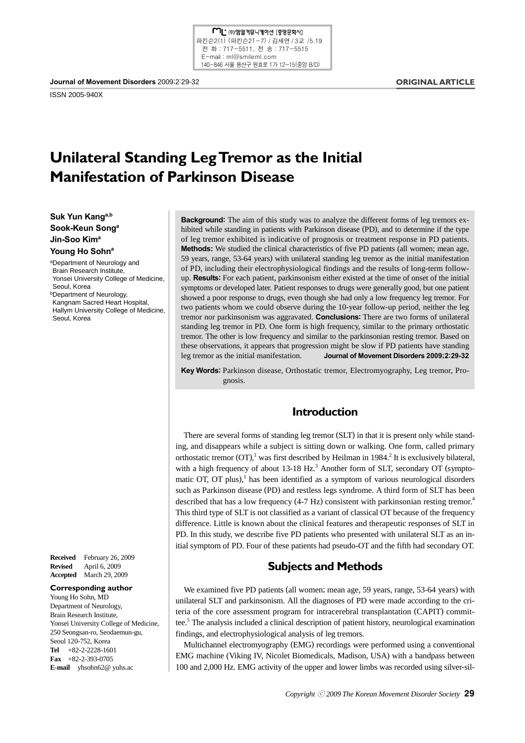ORIGINAL ARTICLE

ISSN 2005-940X

# Unilateral Standing Leg Tremor as the Initial Manifestation of Parkinson Disease

**Suk Yun Kang[a,b]**
**Sook-Keun Song[a]**
**Jin-Soo Kim[a]**
**Young Ho Sohn[a]**

[a]Department of Neurology and Brain Research Institute, Yonsei University College of Medicine, Seoul, Korea
[b]Department of Neurology, Kangnam Sacred Heart Hospital, Hallym University College of Medicine, Seoul, Korea

**Background:** The aim of this study was to analyze the different forms of leg tremors exhibited while standing in patients with Parkinson disease (PD), and to determine if the type of leg tremor exhibited is indicative of prognosis or treatment response in PD patients. **Methods:** We studied the clinical characteristics of five PD patients (all women; mean age, 59 years, range, 53-64 years) with unilateral standing leg tremor as the initial manifestation of PD, including their electrophysiological findings and the results of long-term follow-up. **Results:** For each patient, parkinsonism either existed at the time of onset of the initial symptoms or developed later. Patient responses to drugs were generally good, but one patient showed a poor response to drugs, even though she had only a low frequency leg tremor. For two patients whom we could observe during the 10-year follow-up period, neither the leg tremor nor parkinsonism was aggravated. **Conclusions:** There are two forms of unilateral standing leg tremor in PD. One form is high frequency, similar to the primary orthostatic tremor. The other is low frequency and similar to the parkinsonian resting tremor. Based on these observations, it appears that progression might be slow if PD patients have standing leg tremor as the initial manifestation. **Journal of Movement Disorders 2009;2:29-32**

**Key Words:** Parkinson disease, Orthostatic tremor, Electromyography, Leg tremor, Prognosis.

## Introduction

There are several forms of standing leg tremor (SLT) in that it is present only while standing, and disappears while a subject is sitting down or walking. One form, called primary orthostatic tremor (OT),[1] was first described by Heilman in 1984.[2] It is exclusively bilateral, with a high frequency of about 13-18 Hz.[3] Another form of SLT, secondary OT (symptomatic OT, OT plus),[1] has been identified as a symptom of various neurological disorders such as Parkinson disease (PD) and restless legs syndrome. A third form of SLT has been described that has a low frequency (4-7 Hz) consistent with parkinsonian resting tremor.[4] This third type of SLT is not classified as a variant of classical OT because of the frequency difference. Little is known about the clinical features and therapeutic responses of SLT in PD. In this study, we describe five PD patients who presented with unilateral SLT as an initial symptom of PD. Four of these patients had pseudo-OT and the fifth had secondary OT.

## Subjects and Methods

We examined five PD patients (all women; mean age, 59 years, range, 53-64 years) with unilateral SLT and parkinsonism. All the diagnoses of PD were made according to the criteria of the core assessment program for intracerebral transplantation (CAPIT) committee.[5] The analysis included a clinical description of patient history, neurological examination findings, and electrophysiological analysis of leg tremors.

Multichannel electromyography (EMG) recordings were performed using a conventional EMG machine (Viking IV, Nicolet Biomedicals, Madison, USA) with a bandpass between 100 and 2,000 Hz. EMG activity of the upper and lower limbs was recorded using silver-sil-

**Received** February 26, 2009
**Revised** April 6, 2009
**Accepted** March 29, 2009

**Corresponding author**
Young Ho Sohn, MD
Department of Neurology,
Brain Research Institute,
Yonsei University College of Medicine,
250 Seongsan-ro, Seodaemun-gu,
Seoul 120-752, Korea
**Tel** +82-2-2228-1601
**Fax** +82-2-393-0705
**E-mail** yhsohn62@ yuhs.ac

Copyright © 2009 The Korean Movement Disorder Society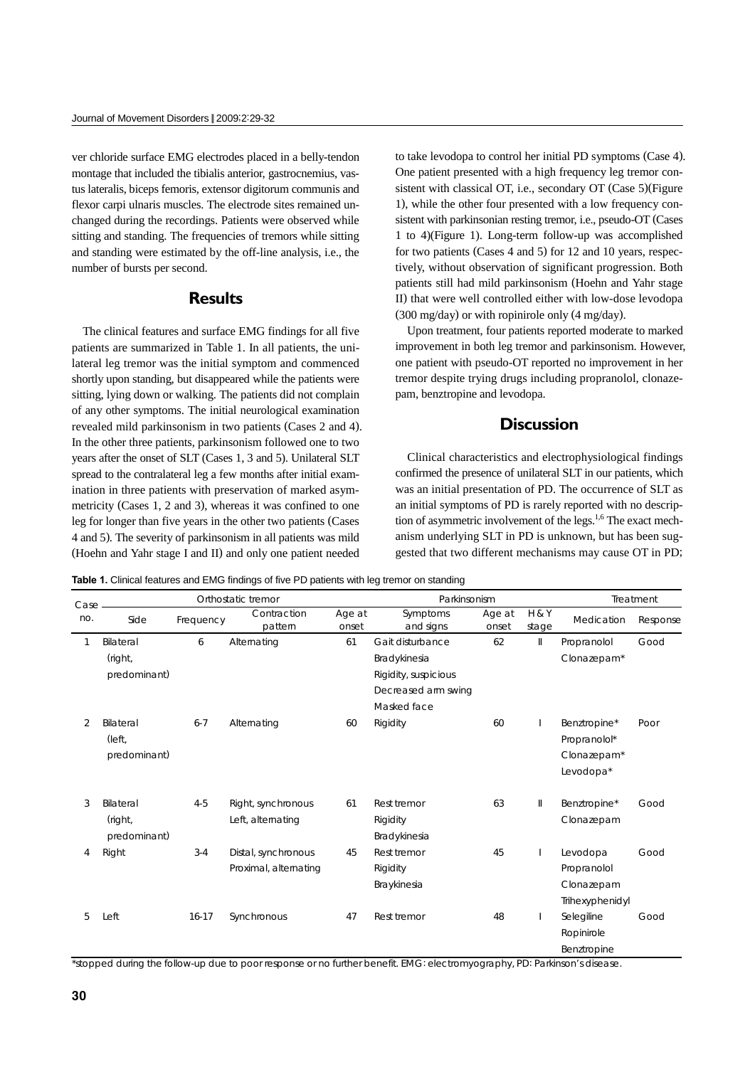ver chloride surface EMG electrodes placed in a belly-tendon montage that included the tibialis anterior, gastrocnemius, vastus lateralis, biceps femoris, extensor digitorum communis and flexor carpi ulnaris muscles. The electrode sites remained unchanged during the recordings. Patients were observed while sitting and standing. The frequencies of tremors while sitting and standing were estimated by the off-line analysis, i.e., the number of bursts per second.

## Results

The clinical features and surface EMG findings for all five patients are summarized in Table 1. In all patients, the unilateral leg tremor was the initial symptom and commenced shortly upon standing, but disappeared while the patients were sitting, lying down or walking. The patients did not complain of any other symptoms. The initial neurological examination revealed mild parkinsonism in two patients (Cases 2 and 4). In the other three patients, parkinsonism followed one to two years after the onset of SLT (Cases 1, 3 and 5). Unilateral SLT spread to the contralateral leg a few months after initial examination in three patients with preservation of marked asymmetricity (Cases 1, 2 and 3), whereas it was confined to one leg for longer than five years in the other two patients (Cases 4 and 5). The severity of parkinsonism in all patients was mild (Hoehn and Yahr stage I and II) and only one patient needed to take levodopa to control her initial PD symptoms (Case 4). One patient presented with a high frequency leg tremor consistent with classical OT, i.e., secondary OT (Case 5)(Figure 1), while the other four presented with a low frequency consistent with parkinsonian resting tremor, i.e., pseudo-OT (Cases 1 to 4)(Figure 1). Long-term follow-up was accomplished for two patients (Cases 4 and 5) for 12 and 10 years, respectively, without observation of significant progression. Both patients still had mild parkinsonism (Hoehn and Yahr stage II) that were well controlled either with low-dose levodopa (300 mg/day) or with ropinirole only (4 mg/day).

Upon treatment, four patients reported moderate to marked improvement in both leg tremor and parkinsonism. However, one patient with pseudo-OT reported no improvement in her tremor despite trying drugs including propranolol, clonazepam, benztropine and levodopa.

## Discussion

Clinical characteristics and electrophysiological findings confirmed the presence of unilateral SLT in our patients, which was an initial presentation of PD. The occurrence of SLT as an initial symptoms of PD is rarely reported with no description of asymmetric involvement of the legs.[1,6] The exact mechanism underlying SLT in PD is unknown, but has been suggested that two different mechanisms may cause OT in PD;

**Table 1.** Clinical features and EMG findings of five PD patients with leg tremor on standing

| Case no. | Orthostatic tremor | | | | Parkinsonism | | | Treatment | |
|---|---|---|---|---|---|---|---|---|---|
| | Side | Frequency | Contraction pattern | Age at onset | Symptoms and signs | Age at onset | H & Y stage | Medication | Response |
| 1 | Bilateral (right, predominant) | 6 | Alternating | 61 | Gait disturbance<br>Bradykinesia<br>Rigidity, suspicious<br>Decreased arm swing<br>Masked face | 62 | II | Propranolol<br>Clonazepam* | Good |
| 2 | Bilateral (left, predominant) | 6-7 | Alternating | 60 | Rigidity | 60 | I | Benztropine*<br>Propranolol*<br>Clonazepam*<br>Levodopa* | Poor |
| 3 | Bilateral (right, predominant) | 4-5 | Right, synchronous<br>Left, alternating | 61 | Rest tremor<br>Rigidity<br>Bradykinesia | 63 | II | Benztropine*<br>Clonazepam | Good |
| 4 | Right | 3-4 | Distal, synchronous<br>Proximal, alternating | 45 | Rest tremor<br>Rigidity<br>Braykinesia | 45 | I | Levodopa<br>Propranolol<br>Clonazepam<br>Trihexyphenidyl | Good |
| 5 | Left | 16-17 | Synchronous | 47 | Rest tremor | 48 | I | Selegiline<br>Ropinirole<br>Benztropine | Good |

*stopped during the follow-up due to poor response or no further benefit. EMG: electromyography, PD: Parkinson's disease.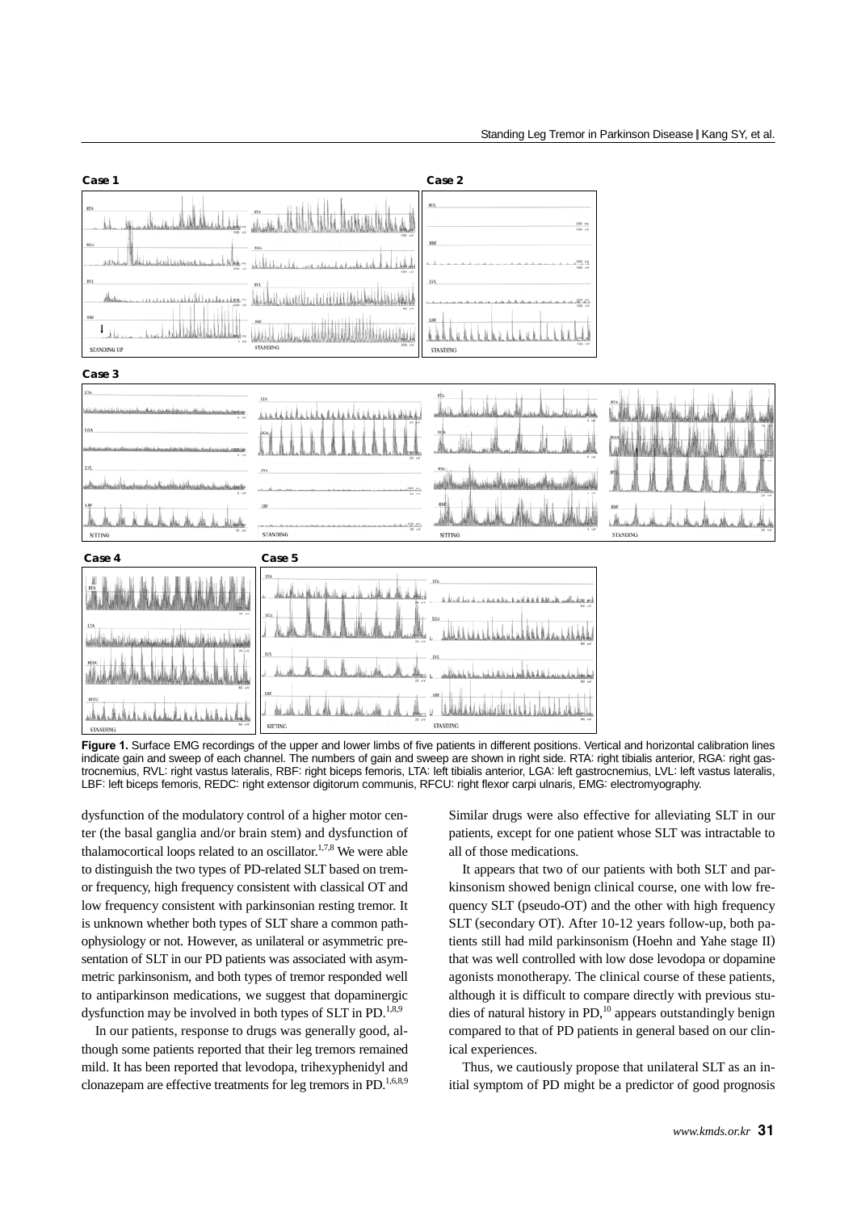**Figure 1.** Surface EMG recordings of the upper and lower limbs of five patients in different positions. Vertical and horizontal calibration lines indicate gain and sweep of each channel. The numbers of gain and sweep are shown in right side. RTA: right tibialis anterior, RGA: right gastrocnemius, RVL: right vastus lateralis, RBF: right biceps femoris, LTA: left tibialis anterior, LGA: left gastrocnemius, LVL: left vastus lateralis, LBF: left biceps femoris, REDC: right extensor digitorum communis, RFCU: right flexor carpi ulnaris, EMG: electromyography.

dysfunction of the modulatory control of a higher motor center (the basal ganglia and/or brain stem) and dysfunction of thalamocortical loops related to an oscillator.[1,7,8] We were able to distinguish the two types of PD-related SLT based on tremor frequency, high frequency consistent with classical OT and low frequency consistent with parkinsonian resting tremor. It is unknown whether both types of SLT share a common pathophysiology or not. However, as unilateral or asymmetric presentation of SLT in our PD patients was associated with asymmetric parkinsonism, and both types of tremor responded well to antiparkinson medications, we suggest that dopaminergic dysfunction may be involved in both types of SLT in PD.[1,8,9]

In our patients, response to drugs was generally good, although some patients reported that their leg tremors remained mild. It has been reported that levodopa, trihexyphenidyl and clonazepam are effective treatments for leg tremors in PD.[1,6,8,9] Similar drugs were also effective for alleviating SLT in our patients, except for one patient whose SLT was intractable to all of those medications.

It appears that two of our patients with both SLT and parkinsonism showed benign clinical course, one with low frequency SLT (pseudo-OT) and the other with high frequency SLT (secondary OT). After 10-12 years follow-up, both patients still had mild parkinsonism (Hoehn and Yahe stage II) that was well controlled with low dose levodopa or dopamine agonists monotherapy. The clinical course of these patients, although it is difficult to compare directly with previous studies of natural history in PD,[10] appears outstandingly benign compared to that of PD patients in general based on our clinical experiences.

Thus, we cautiously propose that unilateral SLT as an initial symptom of PD might be a predictor of good prognosis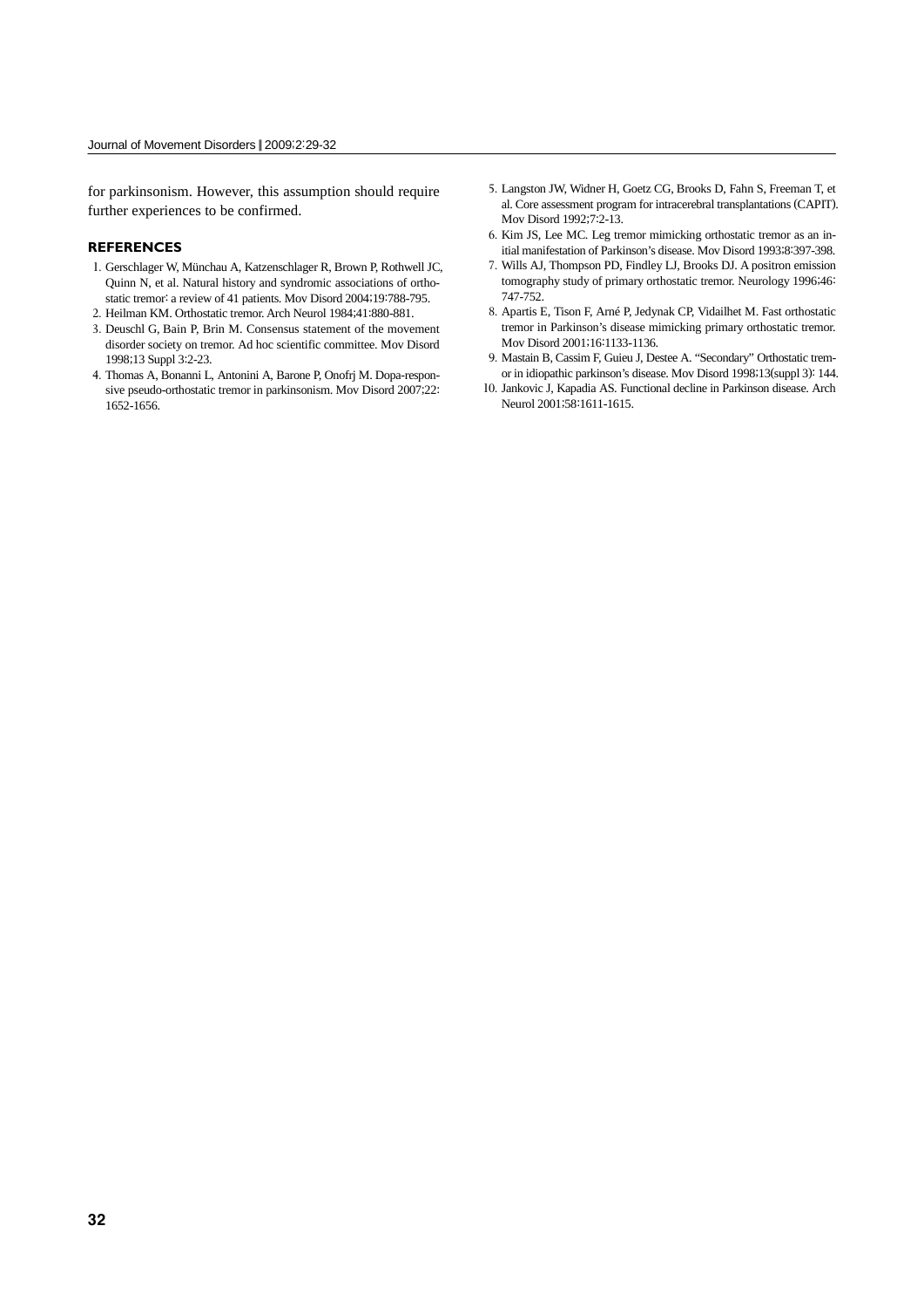for parkinsonism. However, this assumption should require further experiences to be confirmed.

## REFERENCES

1. Gerschlager W, Münchau A, Katzenschlager R, Brown P, Rothwell JC, Quinn N, et al. Natural history and syndromic associations of orthostatic tremor: a review of 41 patients. Mov Disord 2004;19:788-795.
2. Heilman KM. Orthostatic tremor. Arch Neurol 1984;41:880-881.
3. Deuschl G, Bain P, Brin M. Consensus statement of the movement disorder society on tremor. Ad hoc scientific committee. Mov Disord 1998;13 Suppl 3:2-23.
4. Thomas A, Bonanni L, Antonini A, Barone P, Onofrj M. Dopa-responsive pseudo-orthostatic tremor in parkinsonism. Mov Disord 2007;22:1652-1656.
5. Langston JW, Widner H, Goetz CG, Brooks D, Fahn S, Freeman T, et al. Core assessment program for intracerebral transplantations (CAPIT). Mov Disord 1992;7:2-13.
6. Kim JS, Lee MC. Leg tremor mimicking orthostatic tremor as an initial manifestation of Parkinson's disease. Mov Disord 1993;8:397-398.
7. Wills AJ, Thompson PD, Findley LJ, Brooks DJ. A positron emission tomography study of primary orthostatic tremor. Neurology 1996;46:747-752.
8. Apartis E, Tison F, Arné P, Jedynak CP, Vidailhet M. Fast orthostatic tremor in Parkinson's disease mimicking primary orthostatic tremor. Mov Disord 2001;16:1133-1136.
9. Mastain B, Cassim F, Guieu J, Destee A. "Secondary" Orthostatic tremor in idiopathic parkinson's disease. Mov Disord 1998;13(suppl 3): 144.
10. Jankovic J, Kapadia AS. Functional decline in Parkinson disease. Arch Neurol 2001;58:1611-1615.